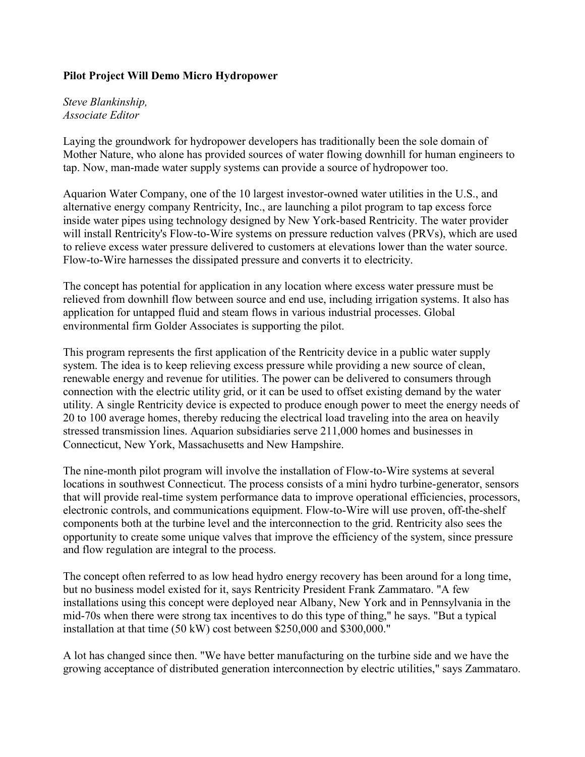**Pilot Project Will Demo Micro Hydropower**

*Steve Blankinship,*
*Associate Editor*

Laying the groundwork for hydropower developers has traditionally been the sole domain of Mother Nature, who alone has provided sources of water flowing downhill for human engineers to tap. Now, man-made water supply systems can provide a source of hydropower too.

Aquarion Water Company, one of the 10 largest investor-owned water utilities in the U.S., and alternative energy company Rentricity, Inc., are launching a pilot program to tap excess force inside water pipes using technology designed by New York-based Rentricity. The water provider will install Rentricity's Flow-to-Wire systems on pressure reduction valves (PRVs), which are used to relieve excess water pressure delivered to customers at elevations lower than the water source. Flow-to-Wire harnesses the dissipated pressure and converts it to electricity.

The concept has potential for application in any location where excess water pressure must be relieved from downhill flow between source and end use, including irrigation systems. It also has application for untapped fluid and steam flows in various industrial processes. Global environmental firm Golder Associates is supporting the pilot.

This program represents the first application of the Rentricity device in a public water supply system. The idea is to keep relieving excess pressure while providing a new source of clean, renewable energy and revenue for utilities. The power can be delivered to consumers through connection with the electric utility grid, or it can be used to offset existing demand by the water utility. A single Rentricity device is expected to produce enough power to meet the energy needs of 20 to 100 average homes, thereby reducing the electrical load traveling into the area on heavily stressed transmission lines. Aquarion subsidiaries serve 211,000 homes and businesses in Connecticut, New York, Massachusetts and New Hampshire.

The nine-month pilot program will involve the installation of Flow-to-Wire systems at several locations in southwest Connecticut. The process consists of a mini hydro turbine-generator, sensors that will provide real-time system performance data to improve operational efficiencies, processors, electronic controls, and communications equipment. Flow-to-Wire will use proven, off-the-shelf components both at the turbine level and the interconnection to the grid. Rentricity also sees the opportunity to create some unique valves that improve the efficiency of the system, since pressure and flow regulation are integral to the process.

The concept often referred to as low head hydro energy recovery has been around for a long time, but no business model existed for it, says Rentricity President Frank Zammataro. "A few installations using this concept were deployed near Albany, New York and in Pennsylvania in the mid-70s when there were strong tax incentives to do this type of thing," he says. "But a typical installation at that time (50 kW) cost between $250,000 and $300,000."

A lot has changed since then. "We have better manufacturing on the turbine side and we have the growing acceptance of distributed generation interconnection by electric utilities," says Zammataro.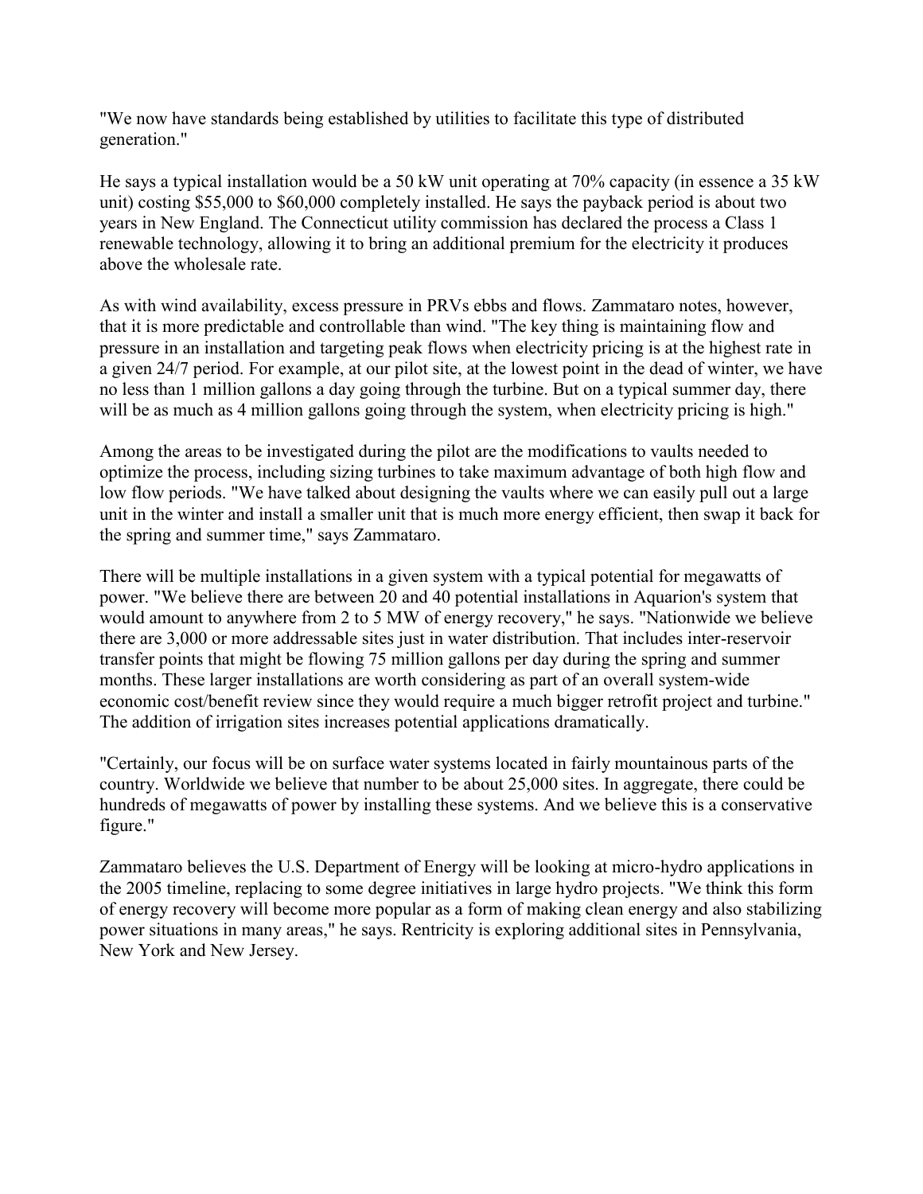"We now have standards being established by utilities to facilitate this type of distributed generation."

He says a typical installation would be a 50 kW unit operating at 70% capacity (in essence a 35 kW unit) costing $55,000 to $60,000 completely installed. He says the payback period is about two years in New England. The Connecticut utility commission has declared the process a Class 1 renewable technology, allowing it to bring an additional premium for the electricity it produces above the wholesale rate.

As with wind availability, excess pressure in PRVs ebbs and flows. Zammataro notes, however, that it is more predictable and controllable than wind. "The key thing is maintaining flow and pressure in an installation and targeting peak flows when electricity pricing is at the highest rate in a given 24/7 period. For example, at our pilot site, at the lowest point in the dead of winter, we have no less than 1 million gallons a day going through the turbine. But on a typical summer day, there will be as much as 4 million gallons going through the system, when electricity pricing is high."

Among the areas to be investigated during the pilot are the modifications to vaults needed to optimize the process, including sizing turbines to take maximum advantage of both high flow and low flow periods. "We have talked about designing the vaults where we can easily pull out a large unit in the winter and install a smaller unit that is much more energy efficient, then swap it back for the spring and summer time," says Zammataro.

There will be multiple installations in a given system with a typical potential for megawatts of power. "We believe there are between 20 and 40 potential installations in Aquarion's system that would amount to anywhere from 2 to 5 MW of energy recovery," he says. "Nationwide we believe there are 3,000 or more addressable sites just in water distribution. That includes inter-reservoir transfer points that might be flowing 75 million gallons per day during the spring and summer months. These larger installations are worth considering as part of an overall system-wide economic cost/benefit review since they would require a much bigger retrofit project and turbine." The addition of irrigation sites increases potential applications dramatically.

"Certainly, our focus will be on surface water systems located in fairly mountainous parts of the country. Worldwide we believe that number to be about 25,000 sites. In aggregate, there could be hundreds of megawatts of power by installing these systems. And we believe this is a conservative figure."

Zammataro believes the U.S. Department of Energy will be looking at micro-hydro applications in the 2005 timeline, replacing to some degree initiatives in large hydro projects. "We think this form of energy recovery will become more popular as a form of making clean energy and also stabilizing power situations in many areas," he says. Rentricity is exploring additional sites in Pennsylvania, New York and New Jersey.